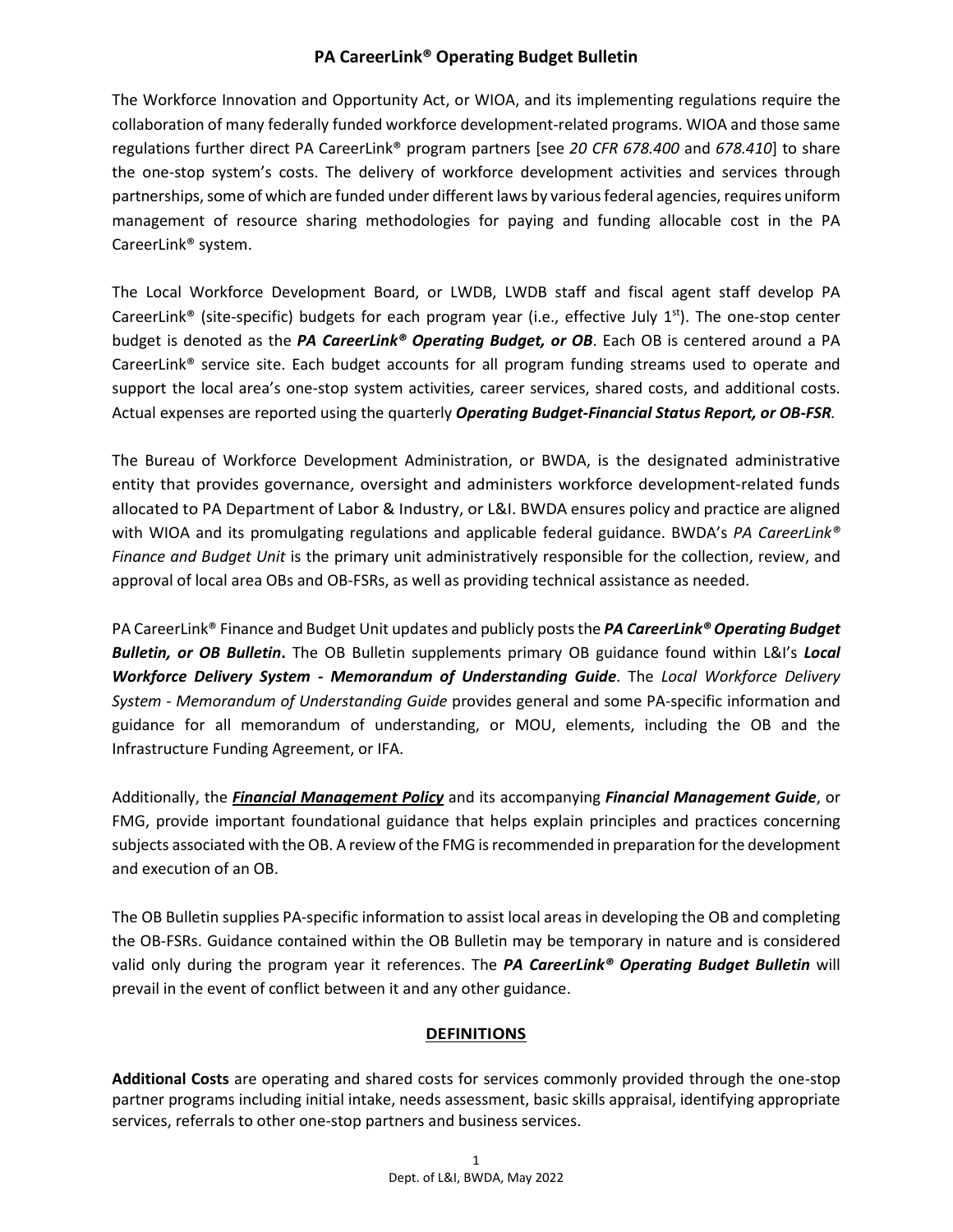# PA CareerLink® Operating Budget Bulletin

The Workforce Innovation and Opportunity Act, or WIOA, and its implementing regulations require the collaboration of many federally funded workforce development-related programs. WIOA and those same regulations further direct PA CareerLink® program partners [see *20 CFR 678.400* and *678.410*] to share the one-stop system's costs. The delivery of workforce development activities and services through partnerships, some of which are funded under different laws by various federal agencies, requires uniform management of resource sharing methodologies for paying and funding allocable cost in the PA CareerLink® system.

The Local Workforce Development Board, or LWDB, LWDB staff and fiscal agent staff develop PA CareerLink® (site-specific) budgets for each program year (i.e., effective July 1st). The one-stop center budget is denoted as the ***PA CareerLink® Operating Budget, or OB***. Each OB is centered around a PA CareerLink® service site. Each budget accounts for all program funding streams used to operate and support the local area's one-stop system activities, career services, shared costs, and additional costs. Actual expenses are reported using the quarterly ***Operating Budget-Financial Status Report, or OB-FSR***.

The Bureau of Workforce Development Administration, or BWDA, is the designated administrative entity that provides governance, oversight and administers workforce development-related funds allocated to PA Department of Labor & Industry, or L&I. BWDA ensures policy and practice are aligned with WIOA and its promulgating regulations and applicable federal guidance. BWDA's *PA CareerLink® Finance and Budget Unit* is the primary unit administratively responsible for the collection, review, and approval of local area OBs and OB-FSRs, as well as providing technical assistance as needed.

PA CareerLink® Finance and Budget Unit updates and publicly posts the ***PA CareerLink® Operating Budget Bulletin, or OB Bulletin***. The OB Bulletin supplements primary OB guidance found within L&I's ***Local Workforce Delivery System - Memorandum of Understanding Guide***. The *Local Workforce Delivery System - Memorandum of Understanding Guide* provides general and some PA-specific information and guidance for all memorandum of understanding, or MOU, elements, including the OB and the Infrastructure Funding Agreement, or IFA.

Additionally, the ***Financial Management Policy*** and its accompanying ***Financial Management Guide***, or FMG, provide important foundational guidance that helps explain principles and practices concerning subjects associated with the OB. A review of the FMG is recommended in preparation for the development and execution of an OB.

The OB Bulletin supplies PA-specific information to assist local areas in developing the OB and completing the OB-FSRs. Guidance contained within the OB Bulletin may be temporary in nature and is considered valid only during the program year it references. The ***PA CareerLink® Operating Budget Bulletin*** will prevail in the event of conflict between it and any other guidance.

## DEFINITIONS

**Additional Costs** are operating and shared costs for services commonly provided through the one-stop partner programs including initial intake, needs assessment, basic skills appraisal, identifying appropriate services, referrals to other one-stop partners and business services.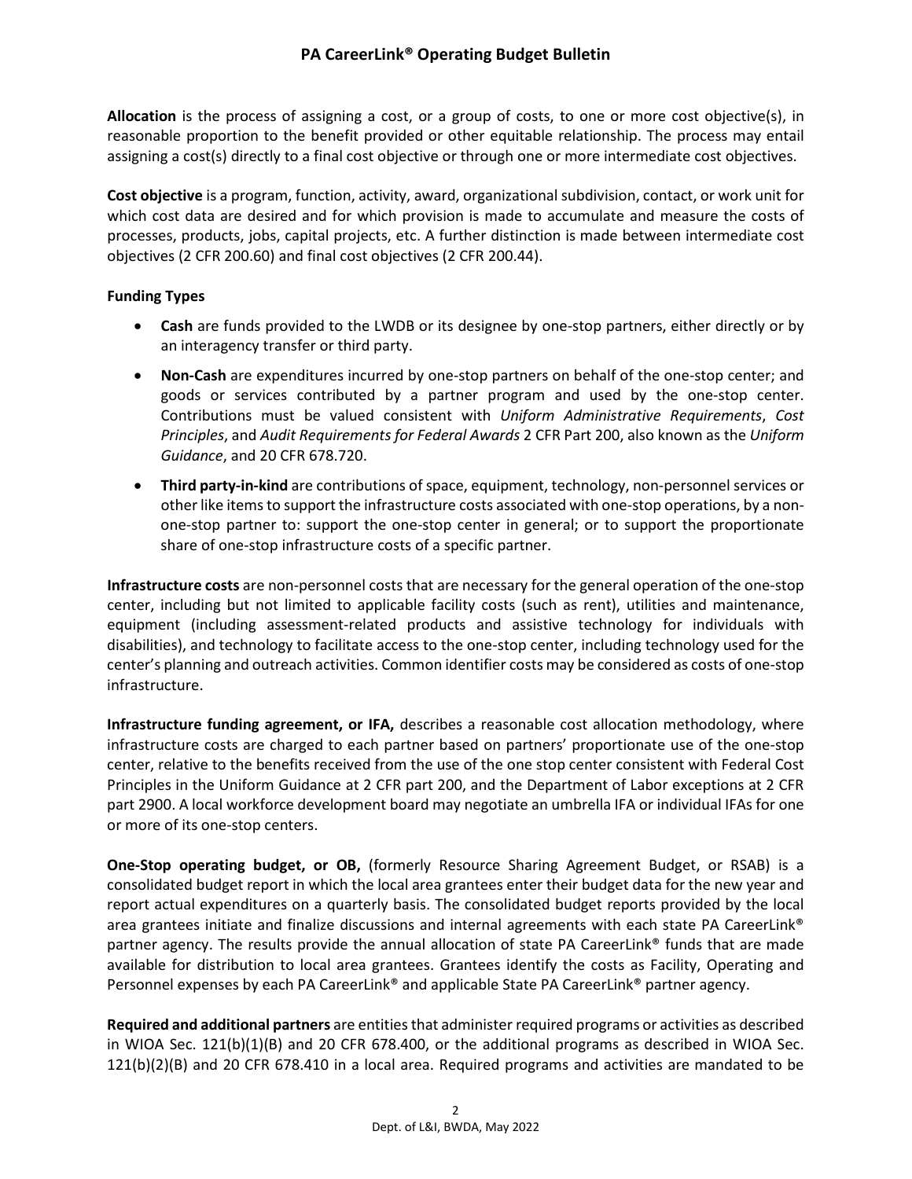**Allocation** is the process of assigning a cost, or a group of costs, to one or more cost objective(s), in reasonable proportion to the benefit provided or other equitable relationship. The process may entail assigning a cost(s) directly to a final cost objective or through one or more intermediate cost objectives.

**Cost objective** is a program, function, activity, award, organizational subdivision, contact, or work unit for which cost data are desired and for which provision is made to accumulate and measure the costs of processes, products, jobs, capital projects, etc. A further distinction is made between intermediate cost objectives (2 CFR 200.60) and final cost objectives (2 CFR 200.44).

**Funding Types**

- **Cash** are funds provided to the LWDB or its designee by one-stop partners, either directly or by an interagency transfer or third party.
- **Non-Cash** are expenditures incurred by one-stop partners on behalf of the one-stop center; and goods or services contributed by a partner program and used by the one-stop center. Contributions must be valued consistent with *Uniform Administrative Requirements*, *Cost Principles*, and *Audit Requirements for Federal Awards* 2 CFR Part 200, also known as the *Uniform Guidance*, and 20 CFR 678.720.
- **Third party-in-kind** are contributions of space, equipment, technology, non-personnel services or other like items to support the infrastructure costs associated with one-stop operations, by a non-one-stop partner to: support the one-stop center in general; or to support the proportionate share of one-stop infrastructure costs of a specific partner.

**Infrastructure costs** are non-personnel costs that are necessary for the general operation of the one-stop center, including but not limited to applicable facility costs (such as rent), utilities and maintenance, equipment (including assessment-related products and assistive technology for individuals with disabilities), and technology to facilitate access to the one-stop center, including technology used for the center's planning and outreach activities. Common identifier costs may be considered as costs of one-stop infrastructure.

**Infrastructure funding agreement, or IFA,** describes a reasonable cost allocation methodology, where infrastructure costs are charged to each partner based on partners' proportionate use of the one-stop center, relative to the benefits received from the use of the one stop center consistent with Federal Cost Principles in the Uniform Guidance at 2 CFR part 200, and the Department of Labor exceptions at 2 CFR part 2900. A local workforce development board may negotiate an umbrella IFA or individual IFAs for one or more of its one-stop centers.

**One-Stop operating budget, or OB,** (formerly Resource Sharing Agreement Budget, or RSAB) is a consolidated budget report in which the local area grantees enter their budget data for the new year and report actual expenditures on a quarterly basis. The consolidated budget reports provided by the local area grantees initiate and finalize discussions and internal agreements with each state PA CareerLink® partner agency. The results provide the annual allocation of state PA CareerLink® funds that are made available for distribution to local area grantees. Grantees identify the costs as Facility, Operating and Personnel expenses by each PA CareerLink® and applicable State PA CareerLink® partner agency.

**Required and additional partners** are entities that administer required programs or activities as described in WIOA Sec. 121(b)(1)(B) and 20 CFR 678.400, or the additional programs as described in WIOA Sec. 121(b)(2)(B) and 20 CFR 678.410 in a local area. Required programs and activities are mandated to be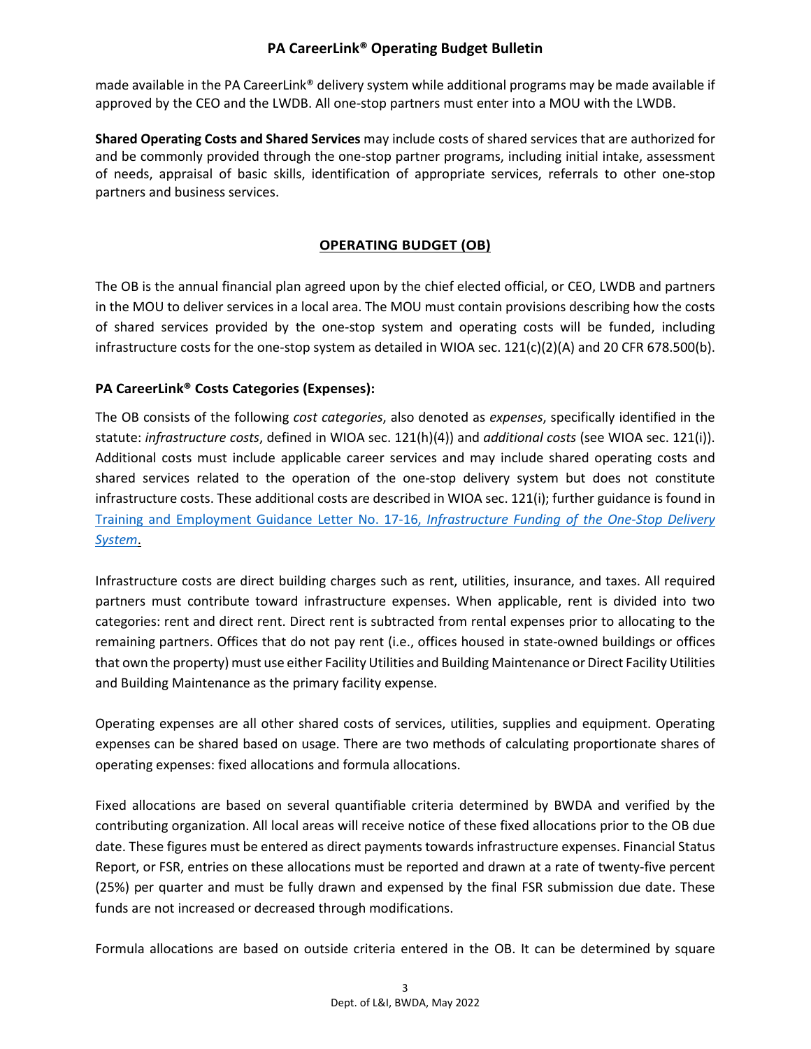made available in the PA CareerLink® delivery system while additional programs may be made available if approved by the CEO and the LWDB. All one-stop partners must enter into a MOU with the LWDB.

**Shared Operating Costs and Shared Services** may include costs of shared services that are authorized for and be commonly provided through the one-stop partner programs, including initial intake, assessment of needs, appraisal of basic skills, identification of appropriate services, referrals to other one-stop partners and business services.

## OPERATING BUDGET (OB)

The OB is the annual financial plan agreed upon by the chief elected official, or CEO, LWDB and partners in the MOU to deliver services in a local area. The MOU must contain provisions describing how the costs of shared services provided by the one-stop system and operating costs will be funded, including infrastructure costs for the one-stop system as detailed in WIOA sec. 121(c)(2)(A) and 20 CFR 678.500(b).

### PA CareerLink® Costs Categories (Expenses):

The OB consists of the following *cost categories*, also denoted as *expenses*, specifically identified in the statute: *infrastructure costs*, defined in WIOA sec. 121(h)(4)) and *additional costs* (see WIOA sec. 121(i)). Additional costs must include applicable career services and may include shared operating costs and shared services related to the operation of the one-stop delivery system but does not constitute infrastructure costs. These additional costs are described in WIOA sec. 121(i); further guidance is found in Training and Employment Guidance Letter No. 17-16, *Infrastructure Funding of the One-Stop Delivery System*.

Infrastructure costs are direct building charges such as rent, utilities, insurance, and taxes. All required partners must contribute toward infrastructure expenses. When applicable, rent is divided into two categories: rent and direct rent. Direct rent is subtracted from rental expenses prior to allocating to the remaining partners. Offices that do not pay rent (i.e., offices housed in state-owned buildings or offices that own the property) must use either Facility Utilities and Building Maintenance or Direct Facility Utilities and Building Maintenance as the primary facility expense.

Operating expenses are all other shared costs of services, utilities, supplies and equipment. Operating expenses can be shared based on usage. There are two methods of calculating proportionate shares of operating expenses: fixed allocations and formula allocations.

Fixed allocations are based on several quantifiable criteria determined by BWDA and verified by the contributing organization. All local areas will receive notice of these fixed allocations prior to the OB due date. These figures must be entered as direct payments towards infrastructure expenses. Financial Status Report, or FSR, entries on these allocations must be reported and drawn at a rate of twenty-five percent (25%) per quarter and must be fully drawn and expensed by the final FSR submission due date. These funds are not increased or decreased through modifications.

Formula allocations are based on outside criteria entered in the OB. It can be determined by square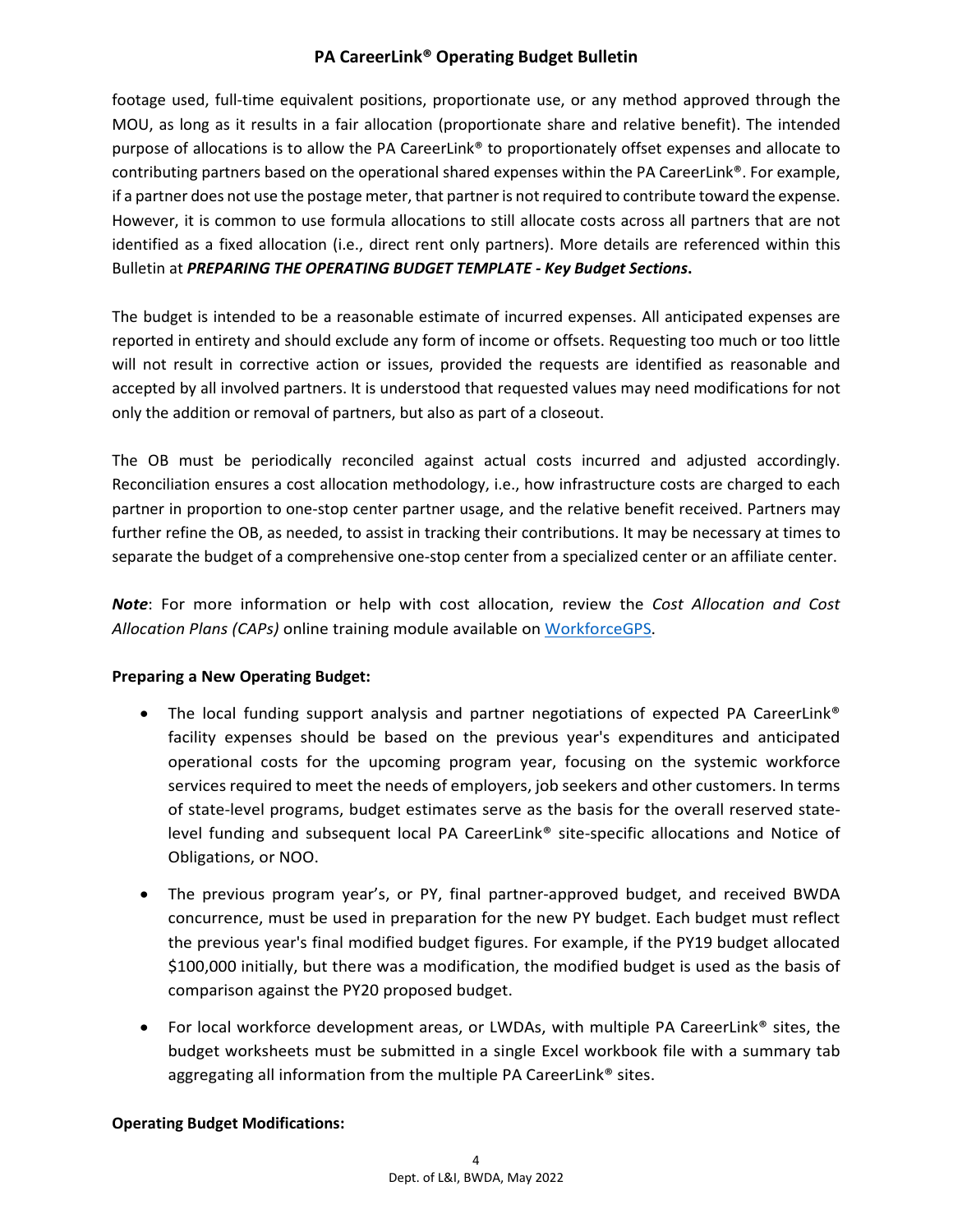footage used, full-time equivalent positions, proportionate use, or any method approved through the MOU, as long as it results in a fair allocation (proportionate share and relative benefit). The intended purpose of allocations is to allow the PA CareerLink® to proportionately offset expenses and allocate to contributing partners based on the operational shared expenses within the PA CareerLink®. For example, if a partner does not use the postage meter, that partner is not required to contribute toward the expense. However, it is common to use formula allocations to still allocate costs across all partners that are not identified as a fixed allocation (i.e., direct rent only partners). More details are referenced within this Bulletin at ***PREPARING THE OPERATING BUDGET TEMPLATE - Key Budget Sections*.**

The budget is intended to be a reasonable estimate of incurred expenses. All anticipated expenses are reported in entirety and should exclude any form of income or offsets. Requesting too much or too little will not result in corrective action or issues, provided the requests are identified as reasonable and accepted by all involved partners. It is understood that requested values may need modifications for not only the addition or removal of partners, but also as part of a closeout.

The OB must be periodically reconciled against actual costs incurred and adjusted accordingly. Reconciliation ensures a cost allocation methodology, i.e., how infrastructure costs are charged to each partner in proportion to one-stop center partner usage, and the relative benefit received. Partners may further refine the OB, as needed, to assist in tracking their contributions. It may be necessary at times to separate the budget of a comprehensive one-stop center from a specialized center or an affiliate center.

***Note***: For more information or help with cost allocation, review the *Cost Allocation and Cost Allocation Plans (CAPs)* online training module available on WorkforceGPS.

**Preparing a New Operating Budget:**

- The local funding support analysis and partner negotiations of expected PA CareerLink® facility expenses should be based on the previous year's expenditures and anticipated operational costs for the upcoming program year, focusing on the systemic workforce services required to meet the needs of employers, job seekers and other customers. In terms of state-level programs, budget estimates serve as the basis for the overall reserved state-level funding and subsequent local PA CareerLink® site-specific allocations and Notice of Obligations, or NOO.
- The previous program year's, or PY, final partner-approved budget, and received BWDA concurrence, must be used in preparation for the new PY budget. Each budget must reflect the previous year's final modified budget figures. For example, if the PY19 budget allocated $100,000 initially, but there was a modification, the modified budget is used as the basis of comparison against the PY20 proposed budget.
- For local workforce development areas, or LWDAs, with multiple PA CareerLink® sites, the budget worksheets must be submitted in a single Excel workbook file with a summary tab aggregating all information from the multiple PA CareerLink® sites.

**Operating Budget Modifications:**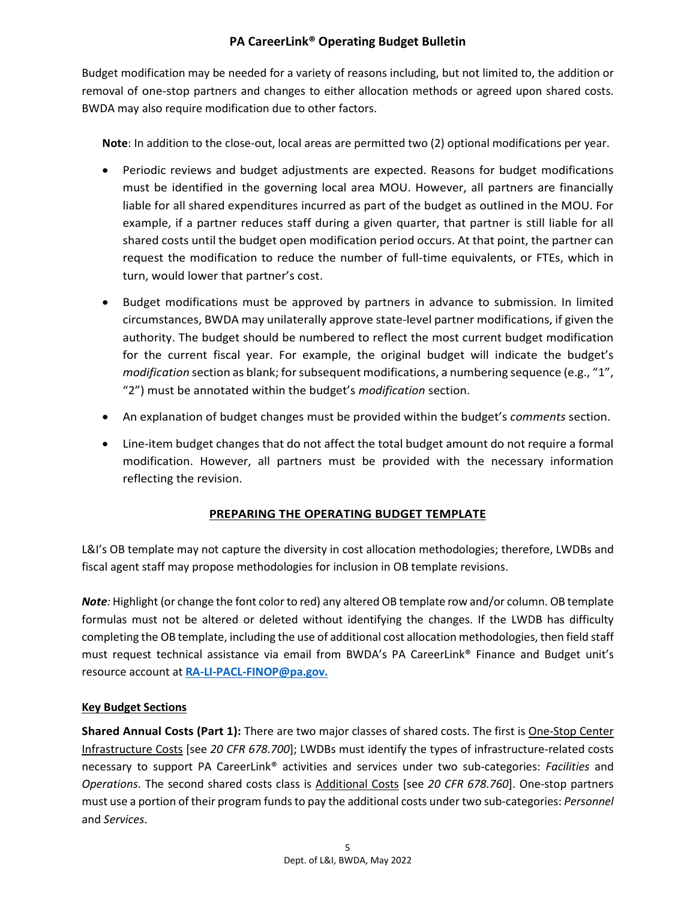Budget modification may be needed for a variety of reasons including, but not limited to, the addition or removal of one-stop partners and changes to either allocation methods or agreed upon shared costs. BWDA may also require modification due to other factors.

**Note**: In addition to the close-out, local areas are permitted two (2) optional modifications per year.

- Periodic reviews and budget adjustments are expected. Reasons for budget modifications must be identified in the governing local area MOU. However, all partners are financially liable for all shared expenditures incurred as part of the budget as outlined in the MOU. For example, if a partner reduces staff during a given quarter, that partner is still liable for all shared costs until the budget open modification period occurs. At that point, the partner can request the modification to reduce the number of full-time equivalents, or FTEs, which in turn, would lower that partner's cost.
- Budget modifications must be approved by partners in advance to submission. In limited circumstances, BWDA may unilaterally approve state-level partner modifications, if given the authority. The budget should be numbered to reflect the most current budget modification for the current fiscal year. For example, the original budget will indicate the budget's *modification* section as blank; for subsequent modifications, a numbering sequence (e.g., "1", "2") must be annotated within the budget's *modification* section.
- An explanation of budget changes must be provided within the budget's *comments* section.
- Line-item budget changes that do not affect the total budget amount do not require a formal modification. However, all partners must be provided with the necessary information reflecting the revision.

## PREPARING THE OPERATING BUDGET TEMPLATE

L&I's OB template may not capture the diversity in cost allocation methodologies; therefore, LWDBs and fiscal agent staff may propose methodologies for inclusion in OB template revisions.

***Note:*** Highlight (or change the font color to red) any altered OB template row and/or column. OB template formulas must not be altered or deleted without identifying the changes. If the LWDB has difficulty completing the OB template, including the use of additional cost allocation methodologies, then field staff must request technical assistance via email from BWDA's PA CareerLink® Finance and Budget unit's resource account at **RA-LI-PACL-FINOP@pa.gov.**

### Key Budget Sections

**Shared Annual Costs (Part 1):** There are two major classes of shared costs. The first is One-Stop Center Infrastructure Costs [see *20 CFR 678.700*]; LWDBs must identify the types of infrastructure-related costs necessary to support PA CareerLink® activities and services under two sub-categories: *Facilities* and *Operations*. The second shared costs class is Additional Costs [see *20 CFR 678.760*]. One-stop partners must use a portion of their program funds to pay the additional costs under two sub-categories: *Personnel* and *Services*.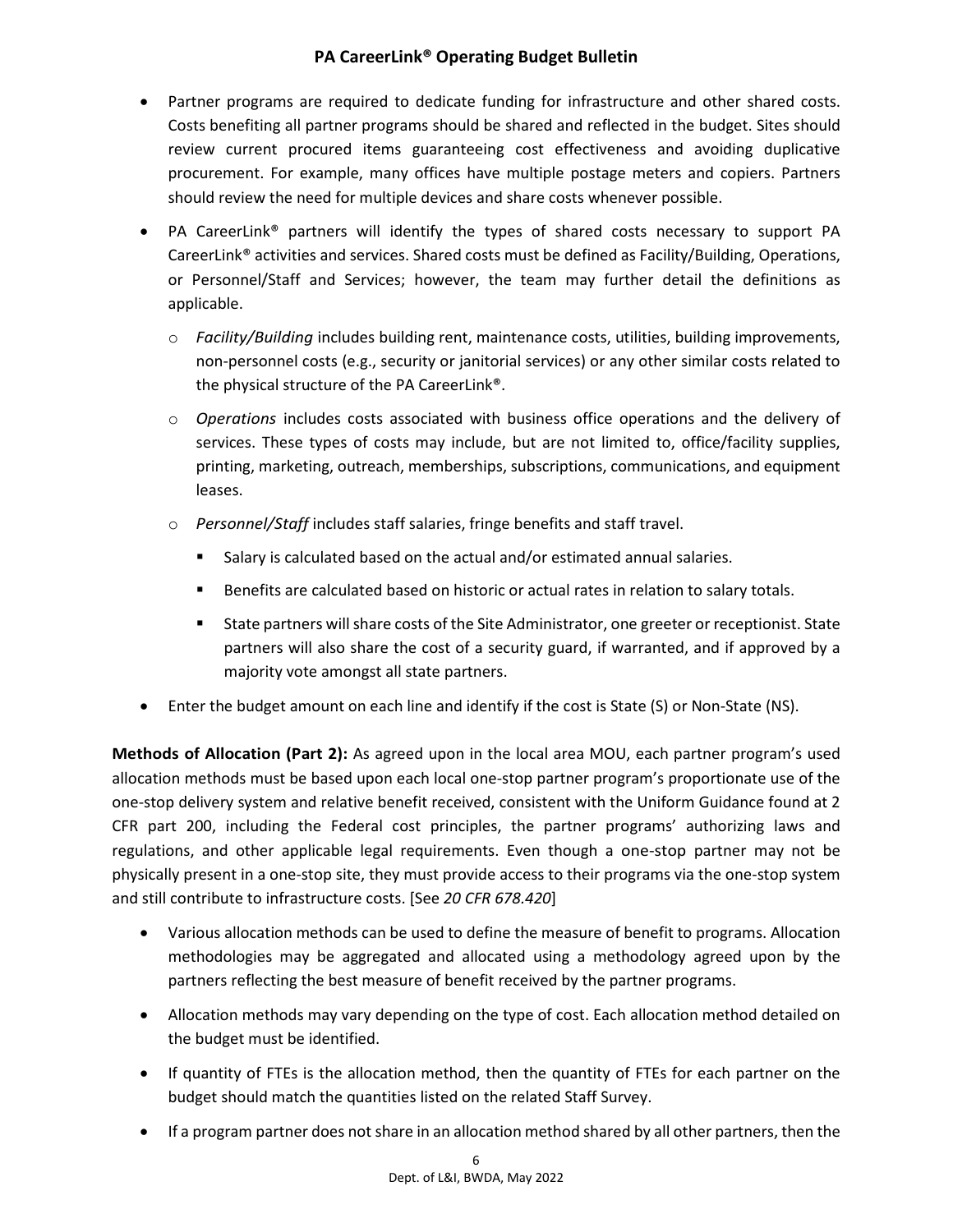- Partner programs are required to dedicate funding for infrastructure and other shared costs. Costs benefiting all partner programs should be shared and reflected in the budget. Sites should review current procured items guaranteeing cost effectiveness and avoiding duplicative procurement. For example, many offices have multiple postage meters and copiers. Partners should review the need for multiple devices and share costs whenever possible.
- PA CareerLink® partners will identify the types of shared costs necessary to support PA CareerLink® activities and services. Shared costs must be defined as Facility/Building, Operations, or Personnel/Staff and Services; however, the team may further detail the definitions as applicable.
  - *Facility/Building* includes building rent, maintenance costs, utilities, building improvements, non-personnel costs (e.g., security or janitorial services) or any other similar costs related to the physical structure of the PA CareerLink®.
  - *Operations* includes costs associated with business office operations and the delivery of services. These types of costs may include, but are not limited to, office/facility supplies, printing, marketing, outreach, memberships, subscriptions, communications, and equipment leases.
  - *Personnel/Staff* includes staff salaries, fringe benefits and staff travel.
    - Salary is calculated based on the actual and/or estimated annual salaries.
    - Benefits are calculated based on historic or actual rates in relation to salary totals.
    - State partners will share costs of the Site Administrator, one greeter or receptionist. State partners will also share the cost of a security guard, if warranted, and if approved by a majority vote amongst all state partners.
- Enter the budget amount on each line and identify if the cost is State (S) or Non-State (NS).

**Methods of Allocation (Part 2):** As agreed upon in the local area MOU, each partner program's used allocation methods must be based upon each local one-stop partner program's proportionate use of the one-stop delivery system and relative benefit received, consistent with the Uniform Guidance found at 2 CFR part 200, including the Federal cost principles, the partner programs' authorizing laws and regulations, and other applicable legal requirements. Even though a one-stop partner may not be physically present in a one-stop site, they must provide access to their programs via the one-stop system and still contribute to infrastructure costs. [See *20 CFR 678.420*]

- Various allocation methods can be used to define the measure of benefit to programs. Allocation methodologies may be aggregated and allocated using a methodology agreed upon by the partners reflecting the best measure of benefit received by the partner programs.
- Allocation methods may vary depending on the type of cost. Each allocation method detailed on the budget must be identified.
- If quantity of FTEs is the allocation method, then the quantity of FTEs for each partner on the budget should match the quantities listed on the related Staff Survey.
- If a program partner does not share in an allocation method shared by all other partners, then the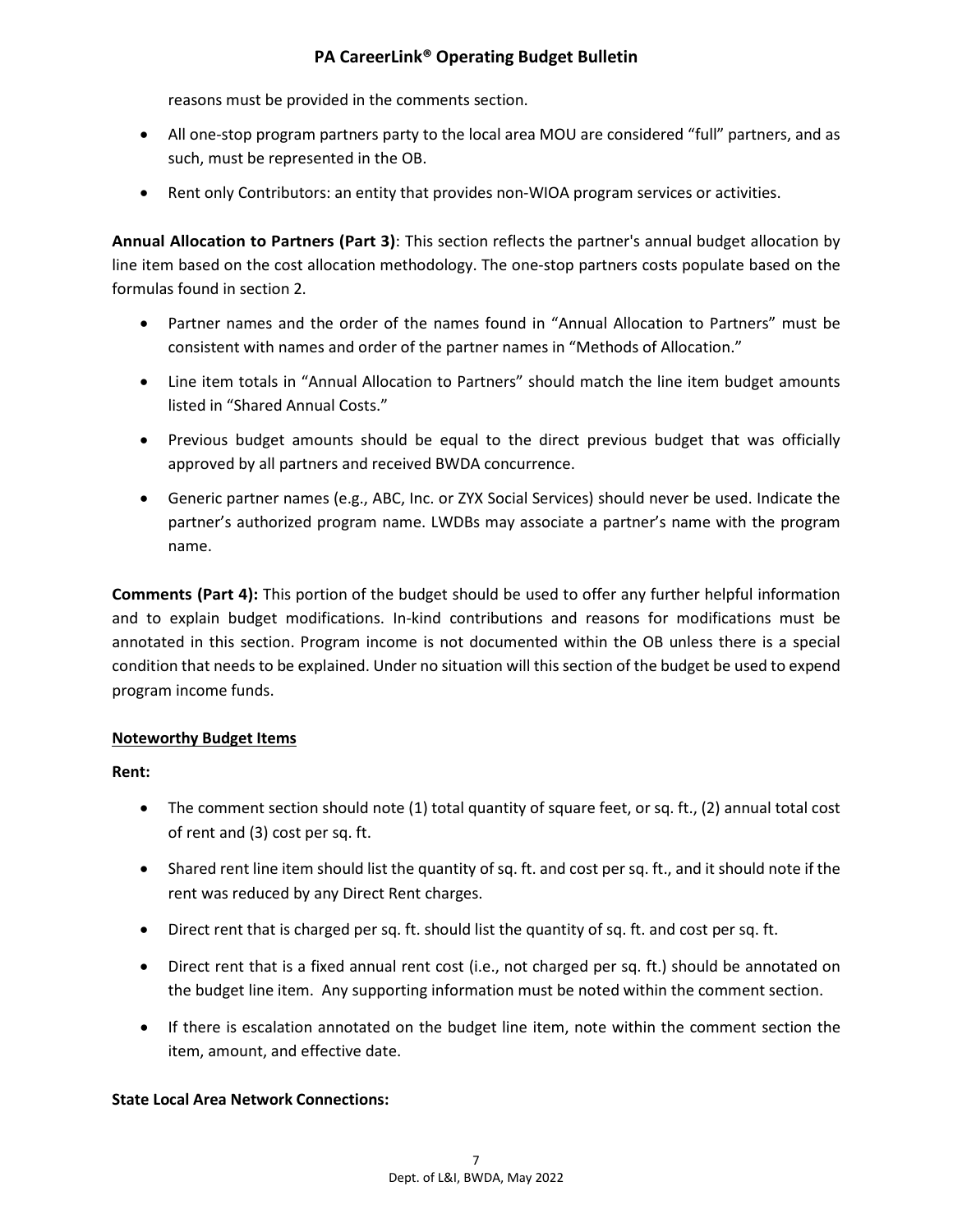reasons must be provided in the comments section.

- All one-stop program partners party to the local area MOU are considered "full" partners, and as such, must be represented in the OB.
- Rent only Contributors: an entity that provides non-WIOA program services or activities.

**Annual Allocation to Partners (Part 3)**: This section reflects the partner's annual budget allocation by line item based on the cost allocation methodology. The one-stop partners costs populate based on the formulas found in section 2.

- Partner names and the order of the names found in "Annual Allocation to Partners" must be consistent with names and order of the partner names in "Methods of Allocation."
- Line item totals in "Annual Allocation to Partners" should match the line item budget amounts listed in "Shared Annual Costs."
- Previous budget amounts should be equal to the direct previous budget that was officially approved by all partners and received BWDA concurrence.
- Generic partner names (e.g., ABC, Inc. or ZYX Social Services) should never be used. Indicate the partner's authorized program name. LWDBs may associate a partner's name with the program name.

**Comments (Part 4):** This portion of the budget should be used to offer any further helpful information and to explain budget modifications. In-kind contributions and reasons for modifications must be annotated in this section. Program income is not documented within the OB unless there is a special condition that needs to be explained. Under no situation will this section of the budget be used to expend program income funds.

## Noteworthy Budget Items

**Rent:**

- The comment section should note (1) total quantity of square feet, or sq. ft., (2) annual total cost of rent and (3) cost per sq. ft.
- Shared rent line item should list the quantity of sq. ft. and cost per sq. ft., and it should note if the rent was reduced by any Direct Rent charges.
- Direct rent that is charged per sq. ft. should list the quantity of sq. ft. and cost per sq. ft.
- Direct rent that is a fixed annual rent cost (i.e., not charged per sq. ft.) should be annotated on the budget line item. Any supporting information must be noted within the comment section.
- If there is escalation annotated on the budget line item, note within the comment section the item, amount, and effective date.

**State Local Area Network Connections:**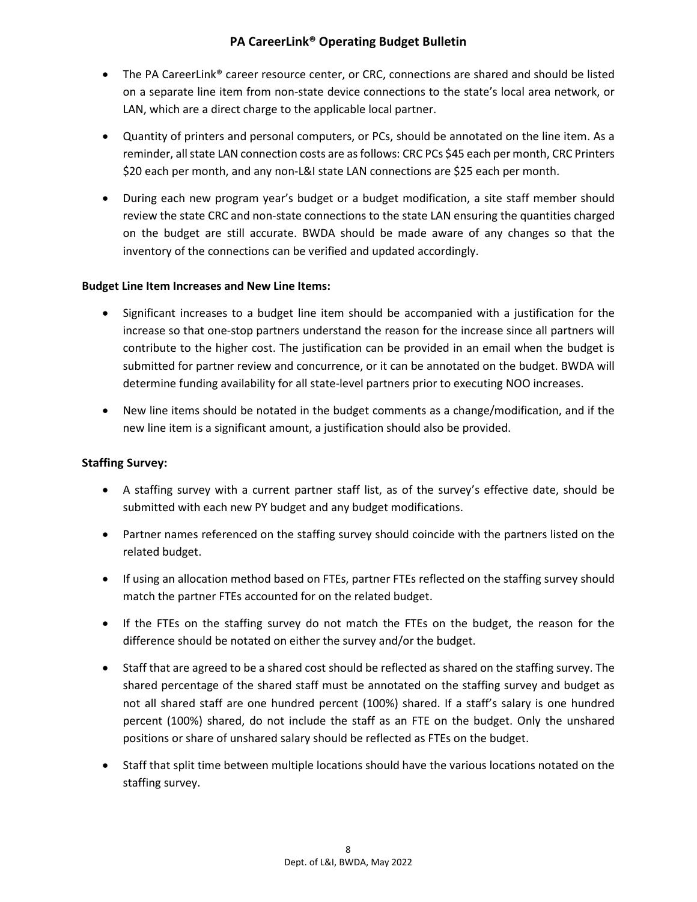- The PA CareerLink® career resource center, or CRC, connections are shared and should be listed on a separate line item from non-state device connections to the state's local area network, or LAN, which are a direct charge to the applicable local partner.
- Quantity of printers and personal computers, or PCs, should be annotated on the line item. As a reminder, all state LAN connection costs are as follows: CRC PCs $45 each per month, CRC Printers $20 each per month, and any non-L&I state LAN connections are $25 each per month.
- During each new program year's budget or a budget modification, a site staff member should review the state CRC and non-state connections to the state LAN ensuring the quantities charged on the budget are still accurate. BWDA should be made aware of any changes so that the inventory of the connections can be verified and updated accordingly.

**Budget Line Item Increases and New Line Items:**

- Significant increases to a budget line item should be accompanied with a justification for the increase so that one-stop partners understand the reason for the increase since all partners will contribute to the higher cost. The justification can be provided in an email when the budget is submitted for partner review and concurrence, or it can be annotated on the budget. BWDA will determine funding availability for all state-level partners prior to executing NOO increases.
- New line items should be notated in the budget comments as a change/modification, and if the new line item is a significant amount, a justification should also be provided.

**Staffing Survey:**

- A staffing survey with a current partner staff list, as of the survey's effective date, should be submitted with each new PY budget and any budget modifications.
- Partner names referenced on the staffing survey should coincide with the partners listed on the related budget.
- If using an allocation method based on FTEs, partner FTEs reflected on the staffing survey should match the partner FTEs accounted for on the related budget.
- If the FTEs on the staffing survey do not match the FTEs on the budget, the reason for the difference should be notated on either the survey and/or the budget.
- Staff that are agreed to be a shared cost should be reflected as shared on the staffing survey. The shared percentage of the shared staff must be annotated on the staffing survey and budget as not all shared staff are one hundred percent (100%) shared. If a staff's salary is one hundred percent (100%) shared, do not include the staff as an FTE on the budget. Only the unshared positions or share of unshared salary should be reflected as FTEs on the budget.
- Staff that split time between multiple locations should have the various locations notated on the staffing survey.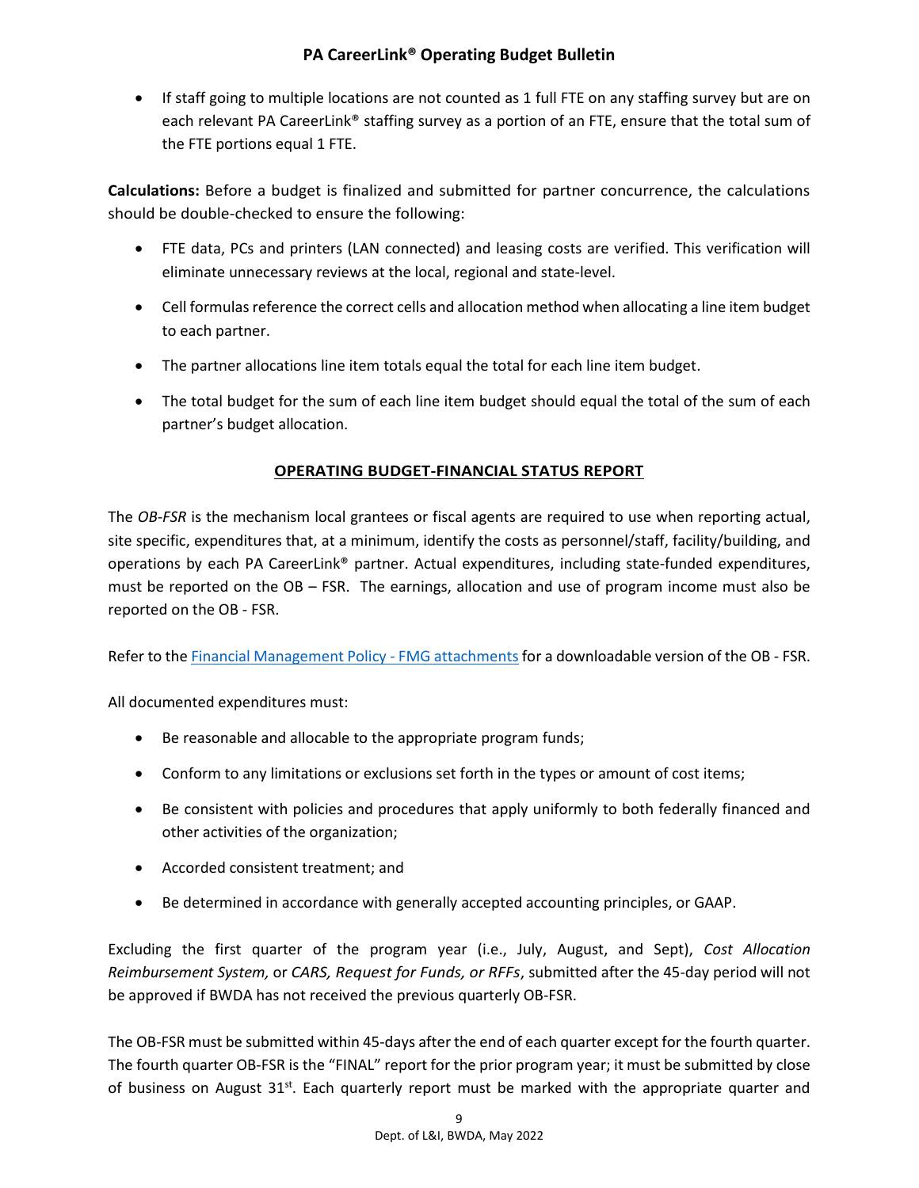- If staff going to multiple locations are not counted as 1 full FTE on any staffing survey but are on each relevant PA CareerLink® staffing survey as a portion of an FTE, ensure that the total sum of the FTE portions equal 1 FTE.

**Calculations:** Before a budget is finalized and submitted for partner concurrence, the calculations should be double-checked to ensure the following:

- FTE data, PCs and printers (LAN connected) and leasing costs are verified. This verification will eliminate unnecessary reviews at the local, regional and state-level.
- Cell formulas reference the correct cells and allocation method when allocating a line item budget to each partner.
- The partner allocations line item totals equal the total for each line item budget.
- The total budget for the sum of each line item budget should equal the total of the sum of each partner's budget allocation.

## OPERATING BUDGET-FINANCIAL STATUS REPORT

The *OB-FSR* is the mechanism local grantees or fiscal agents are required to use when reporting actual, site specific, expenditures that, at a minimum, identify the costs as personnel/staff, facility/building, and operations by each PA CareerLink® partner. Actual expenditures, including state-funded expenditures, must be reported on the OB – FSR. The earnings, allocation and use of program income must also be reported on the OB - FSR.

Refer to the [Financial Management Policy - FMG attachments] for a downloadable version of the OB - FSR.

All documented expenditures must:

- Be reasonable and allocable to the appropriate program funds;
- Conform to any limitations or exclusions set forth in the types or amount of cost items;
- Be consistent with policies and procedures that apply uniformly to both federally financed and other activities of the organization;
- Accorded consistent treatment; and
- Be determined in accordance with generally accepted accounting principles, or GAAP.

Excluding the first quarter of the program year (i.e., July, August, and Sept), *Cost Allocation Reimbursement System,* or *CARS, Request for Funds, or RFFs*, submitted after the 45-day period will not be approved if BWDA has not received the previous quarterly OB-FSR.

The OB-FSR must be submitted within 45-days after the end of each quarter except for the fourth quarter. The fourth quarter OB-FSR is the "FINAL" report for the prior program year; it must be submitted by close of business on August 31st. Each quarterly report must be marked with the appropriate quarter and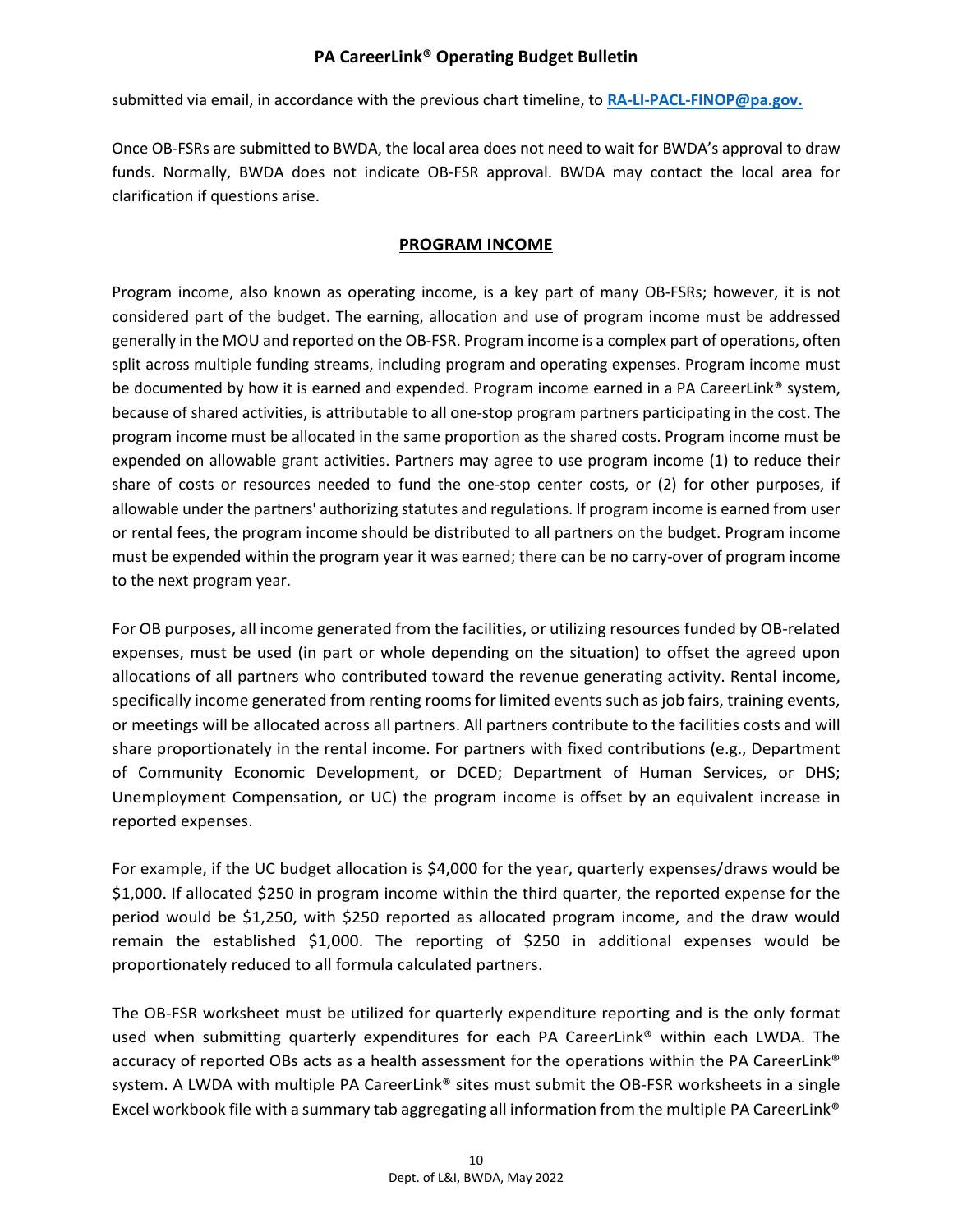submitted via email, in accordance with the previous chart timeline, to **RA-LI-PACL-FINOP@pa.gov.**

Once OB-FSRs are submitted to BWDA, the local area does not need to wait for BWDA's approval to draw funds. Normally, BWDA does not indicate OB-FSR approval. BWDA may contact the local area for clarification if questions arise.

## PROGRAM INCOME

Program income, also known as operating income, is a key part of many OB-FSRs; however, it is not considered part of the budget. The earning, allocation and use of program income must be addressed generally in the MOU and reported on the OB-FSR. Program income is a complex part of operations, often split across multiple funding streams, including program and operating expenses. Program income must be documented by how it is earned and expended. Program income earned in a PA CareerLink® system, because of shared activities, is attributable to all one-stop program partners participating in the cost. The program income must be allocated in the same proportion as the shared costs. Program income must be expended on allowable grant activities. Partners may agree to use program income (1) to reduce their share of costs or resources needed to fund the one-stop center costs, or (2) for other purposes, if allowable under the partners' authorizing statutes and regulations. If program income is earned from user or rental fees, the program income should be distributed to all partners on the budget. Program income must be expended within the program year it was earned; there can be no carry-over of program income to the next program year.

For OB purposes, all income generated from the facilities, or utilizing resources funded by OB-related expenses, must be used (in part or whole depending on the situation) to offset the agreed upon allocations of all partners who contributed toward the revenue generating activity. Rental income, specifically income generated from renting rooms for limited events such as job fairs, training events, or meetings will be allocated across all partners. All partners contribute to the facilities costs and will share proportionately in the rental income. For partners with fixed contributions (e.g., Department of Community Economic Development, or DCED; Department of Human Services, or DHS; Unemployment Compensation, or UC) the program income is offset by an equivalent increase in reported expenses.

For example, if the UC budget allocation is $4,000 for the year, quarterly expenses/draws would be $1,000. If allocated $250 in program income within the third quarter, the reported expense for the period would be $1,250, with $250 reported as allocated program income, and the draw would remain the established $1,000. The reporting of $250 in additional expenses would be proportionately reduced to all formula calculated partners.

The OB-FSR worksheet must be utilized for quarterly expenditure reporting and is the only format used when submitting quarterly expenditures for each PA CareerLink® within each LWDA. The accuracy of reported OBs acts as a health assessment for the operations within the PA CareerLink® system. A LWDA with multiple PA CareerLink® sites must submit the OB-FSR worksheets in a single Excel workbook file with a summary tab aggregating all information from the multiple PA CareerLink®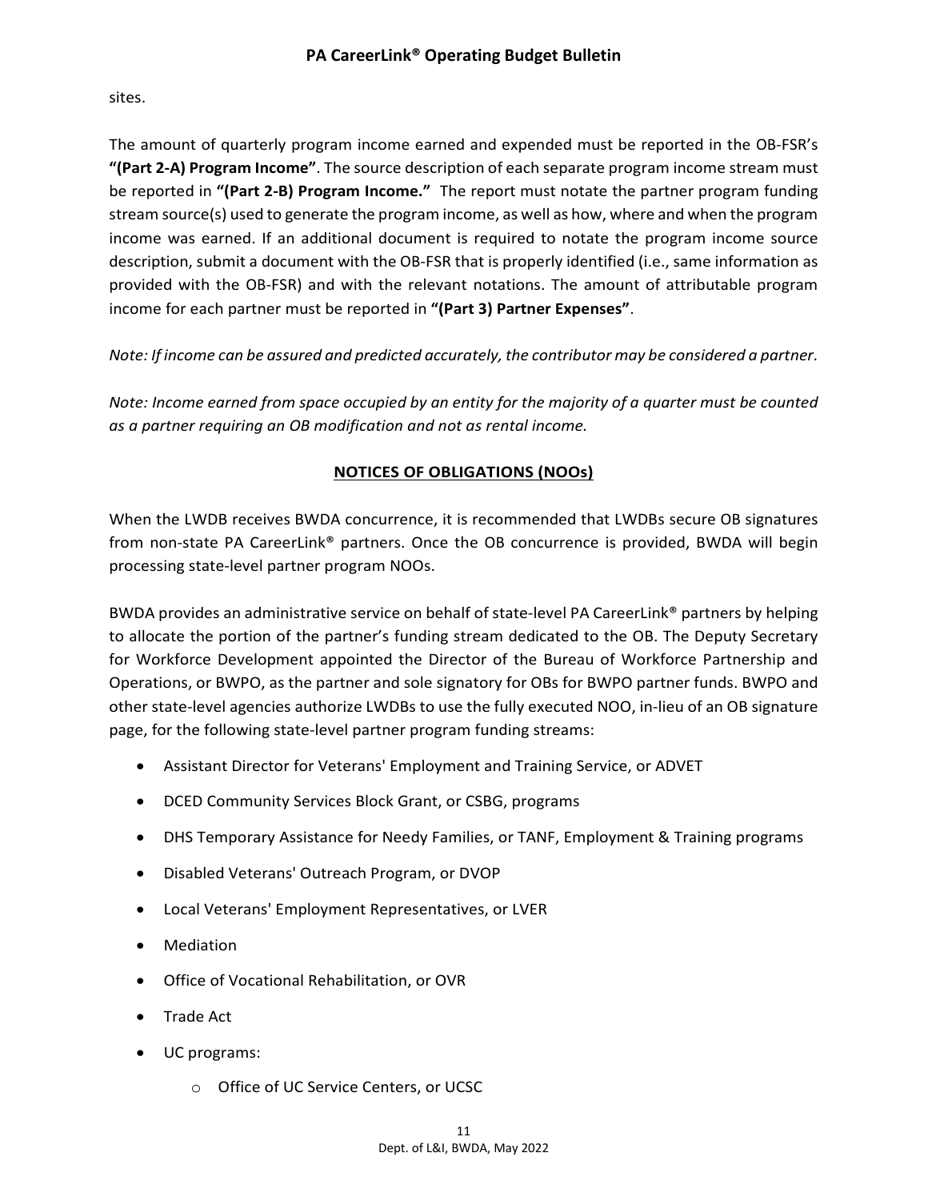sites.

The amount of quarterly program income earned and expended must be reported in the OB-FSR's **"(Part 2-A) Program Income"**. The source description of each separate program income stream must be reported in **"(Part 2-B) Program Income."** The report must notate the partner program funding stream source(s) used to generate the program income, as well as how, where and when the program income was earned. If an additional document is required to notate the program income source description, submit a document with the OB-FSR that is properly identified (i.e., same information as provided with the OB-FSR) and with the relevant notations. The amount of attributable program income for each partner must be reported in **"(Part 3) Partner Expenses"**.

*Note: If income can be assured and predicted accurately, the contributor may be considered a partner.*

*Note: Income earned from space occupied by an entity for the majority of a quarter must be counted as a partner requiring an OB modification and not as rental income.*

## NOTICES OF OBLIGATIONS (NOOs)

When the LWDB receives BWDA concurrence, it is recommended that LWDBs secure OB signatures from non-state PA CareerLink® partners. Once the OB concurrence is provided, BWDA will begin processing state-level partner program NOOs.

BWDA provides an administrative service on behalf of state-level PA CareerLink® partners by helping to allocate the portion of the partner's funding stream dedicated to the OB. The Deputy Secretary for Workforce Development appointed the Director of the Bureau of Workforce Partnership and Operations, or BWPO, as the partner and sole signatory for OBs for BWPO partner funds. BWPO and other state-level agencies authorize LWDBs to use the fully executed NOO, in-lieu of an OB signature page, for the following state-level partner program funding streams:

- Assistant Director for Veterans' Employment and Training Service, or ADVET
- DCED Community Services Block Grant, or CSBG, programs
- DHS Temporary Assistance for Needy Families, or TANF, Employment & Training programs
- Disabled Veterans' Outreach Program, or DVOP
- Local Veterans' Employment Representatives, or LVER
- Mediation
- Office of Vocational Rehabilitation, or OVR
- Trade Act
- UC programs:
  - Office of UC Service Centers, or UCSC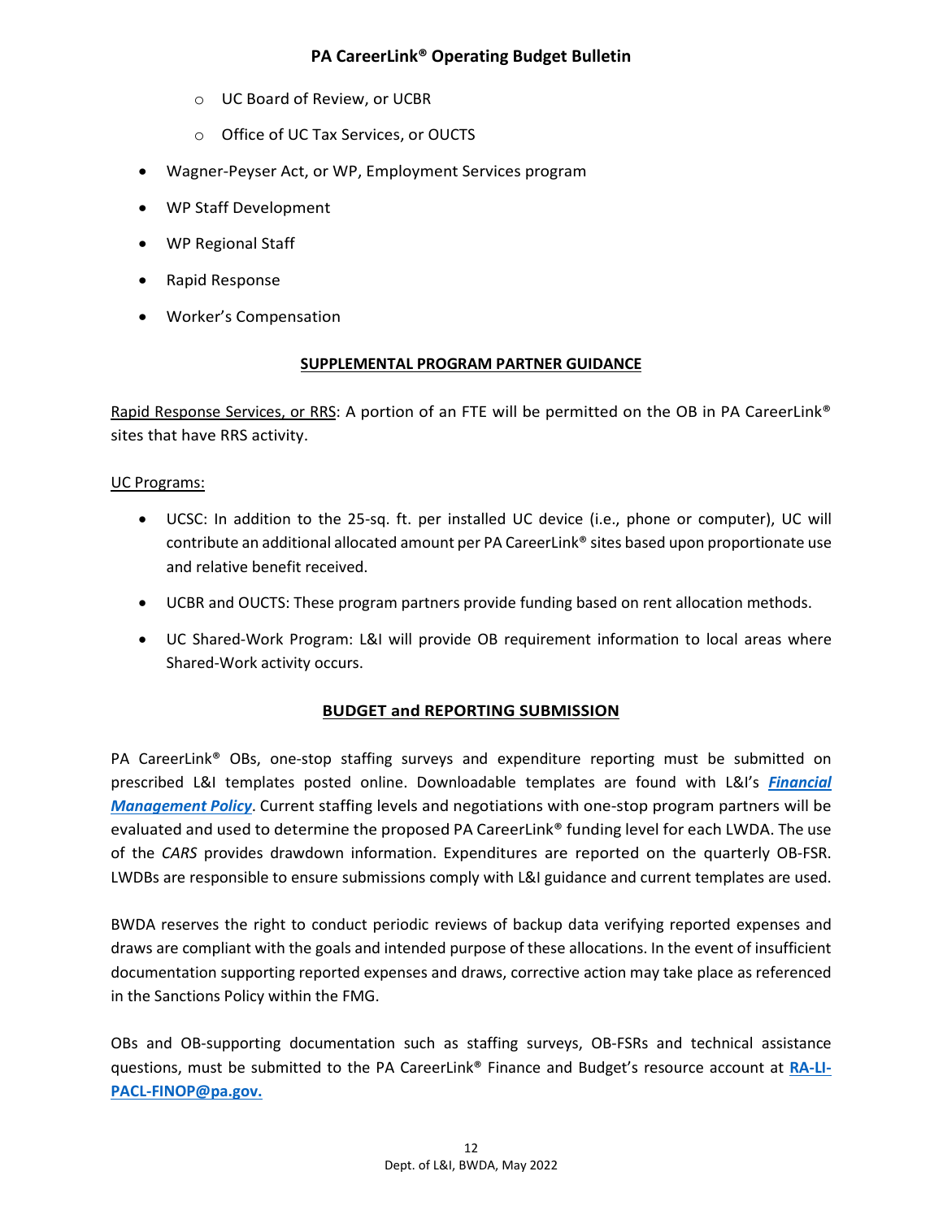- UC Board of Review, or UCBR
- Office of UC Tax Services, or OUCTS

- Wagner-Peyser Act, or WP, Employment Services program
- WP Staff Development
- WP Regional Staff
- Rapid Response
- Worker's Compensation

## SUPPLEMENTAL PROGRAM PARTNER GUIDANCE

Rapid Response Services, or RRS: A portion of an FTE will be permitted on the OB in PA CareerLink® sites that have RRS activity.

UC Programs:

- UCSC: In addition to the 25-sq. ft. per installed UC device (i.e., phone or computer), UC will contribute an additional allocated amount per PA CareerLink® sites based upon proportionate use and relative benefit received.
- UCBR and OUCTS: These program partners provide funding based on rent allocation methods.
- UC Shared-Work Program: L&I will provide OB requirement information to local areas where Shared-Work activity occurs.

## BUDGET and REPORTING SUBMISSION

PA CareerLink® OBs, one-stop staffing surveys and expenditure reporting must be submitted on prescribed L&I templates posted online. Downloadable templates are found with L&I's ***Financial Management Policy***. Current staffing levels and negotiations with one-stop program partners will be evaluated and used to determine the proposed PA CareerLink® funding level for each LWDA. The use of the *CARS* provides drawdown information. Expenditures are reported on the quarterly OB-FSR. LWDBs are responsible to ensure submissions comply with L&I guidance and current templates are used.

BWDA reserves the right to conduct periodic reviews of backup data verifying reported expenses and draws are compliant with the goals and intended purpose of these allocations. In the event of insufficient documentation supporting reported expenses and draws, corrective action may take place as referenced in the Sanctions Policy within the FMG.

OBs and OB-supporting documentation such as staffing surveys, OB-FSRs and technical assistance questions, must be submitted to the PA CareerLink® Finance and Budget's resource account at **RA-LI-PACL-FINOP@pa.gov.**